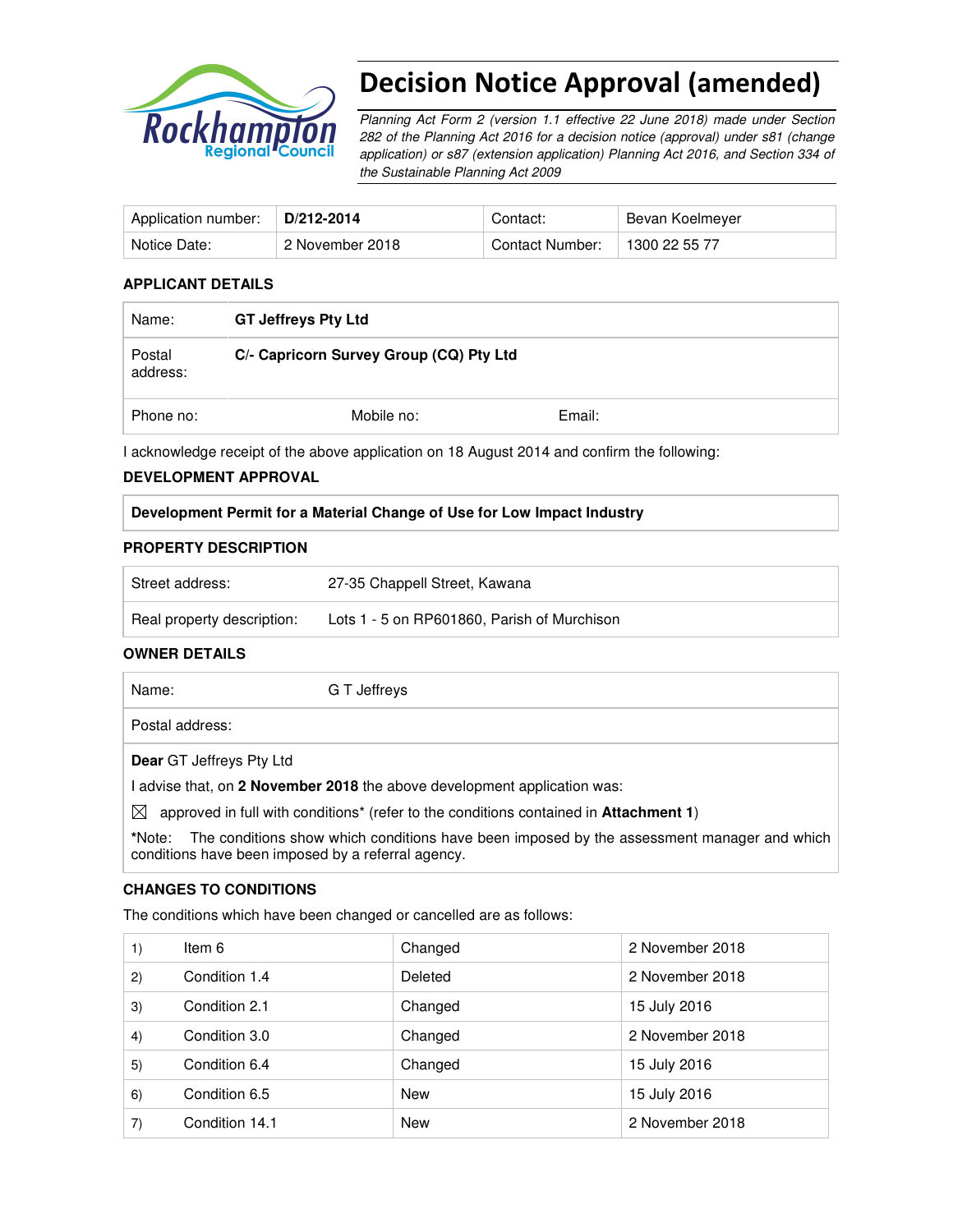# Decision Notice Approval (amended)

*Planning Act Form 2 (version 1.1 effective 22 June 2018) made under Section 282 of the Planning Act 2016 for a decision notice (approval) under s81 (change application) or s87 (extension application) Planning Act 2016, and Section 334 of the Sustainable Planning Act 2009*

| | | | |
|---|---|---|---|
| Application number: | **D/212-2014** | Contact: | Bevan Koelmeyer |
| Notice Date: | 2 November 2018 | Contact Number: | 1300 22 55 77 |

### APPLICANT DETAILS

| | | | |
|---|---|---|---|
| Name: | **GT Jeffreys Pty Ltd** | | |
| Postal address: | **C/- Capricorn Survey Group (CQ) Pty Ltd** | | |
| Phone no: | Mobile no: | Email: | |

I acknowledge receipt of the above application on 18 August 2014 and confirm the following:

### DEVELOPMENT APPROVAL

**Development Permit for a Material Change of Use for Low Impact Industry**

### PROPERTY DESCRIPTION

| | |
|---|---|
| Street address: | 27-35 Chappell Street, Kawana |
| Real property description: | Lots 1 - 5 on RP601860, Parish of Murchison |

### OWNER DETAILS

| | |
|---|---|
| Name: | G T Jeffreys |
| Postal address: | |

**Dear** GT Jeffreys Pty Ltd

I advise that, on **2 November 2018** the above development application was:

☒ approved in full with conditions* (refer to the conditions contained in **Attachment 1**)

***Note:** The conditions show which conditions have been imposed by the assessment manager and which conditions have been imposed by a referral agency.

### CHANGES TO CONDITIONS

The conditions which have been changed or cancelled are as follows:

| | | | |
|---|---|---|---|
| 1) | Item 6 | Changed | 2 November 2018 |
| 2) | Condition 1.4 | Deleted | 2 November 2018 |
| 3) | Condition 2.1 | Changed | 15 July 2016 |
| 4) | Condition 3.0 | Changed | 2 November 2018 |
| 5) | Condition 6.4 | Changed | 15 July 2016 |
| 6) | Condition 6.5 | New | 15 July 2016 |
| 7) | Condition 14.1 | New | 2 November 2018 |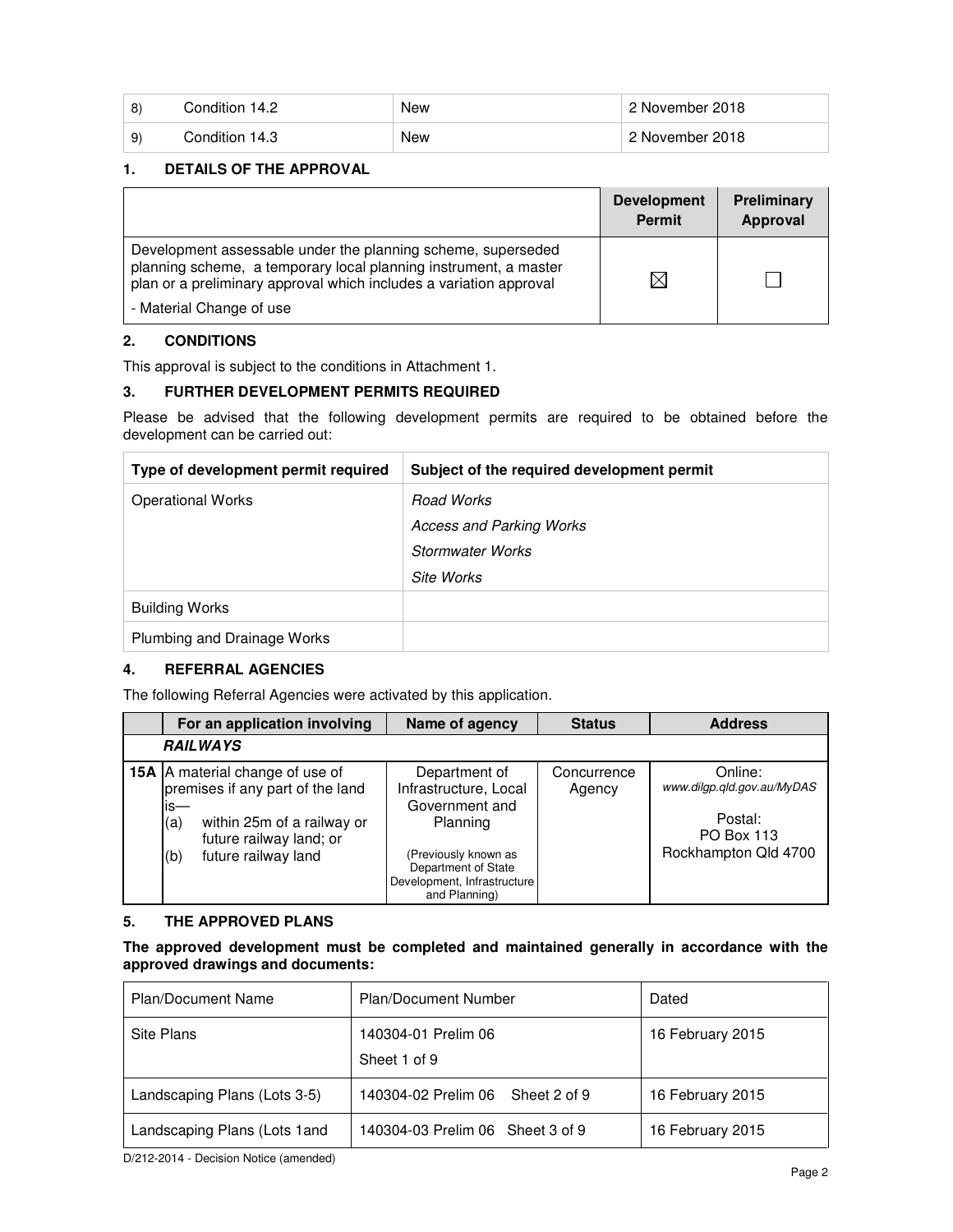| | | | |
|---|---|---|---|
| 8) | Condition 14.2 | New | 2 November 2018 |
| 9) | Condition 14.3 | New | 2 November 2018 |

## 1. DETAILS OF THE APPROVAL

| | Development Permit | Preliminary Approval |
|---|---|---|
| Development assessable under the planning scheme, superseded planning scheme, a temporary local planning instrument, a master plan or a preliminary approval which includes a variation approval<br>- Material Change of use | ☒ | ☐ |

## 2. CONDITIONS

This approval is subject to the conditions in Attachment 1.

## 3. FURTHER DEVELOPMENT PERMITS REQUIRED

Please be advised that the following development permits are required to be obtained before the development can be carried out:

| Type of development permit required | Subject of the required development permit |
|---|---|
| Operational Works | *Road Works*<br>*Access and Parking Works*<br>*Stormwater Works*<br>*Site Works* |
| Building Works | |
| Plumbing and Drainage Works | |

## 4. REFERRAL AGENCIES

The following Referral Agencies were activated by this application.

| | For an application involving | Name of agency | Status | Address |
|---|---|---|---|---|
| | ***RAILWAYS*** | | | |
| **15A** | A material change of use of premises if any part of the land is—<br>(a) within 25m of a railway or future railway land; or<br>(b) future railway land | Department of Infrastructure, Local Government and Planning<br><br>(Previously known as Department of State Development, Infrastructure and Planning) | Concurrence Agency | Online:<br>*www.dilgp.qld.gov.au/MyDAS*<br><br>Postal:<br>PO Box 113<br>Rockhampton Qld 4700 |

## 5. THE APPROVED PLANS

**The approved development must be completed and maintained generally in accordance with the approved drawings and documents:**

| Plan/Document Name | Plan/Document Number | Dated |
|---|---|---|
| Site Plans | 140304-01 Prelim 06<br>Sheet 1 of 9 | 16 February 2015 |
| Landscaping Plans (Lots 3-5) | 140304-02 Prelim 06 Sheet 2 of 9 | 16 February 2015 |
| Landscaping Plans (Lots 1and | 140304-03 Prelim 06 Sheet 3 of 9 | 16 February 2015 |

D/212-2014 - Decision Notice (amended)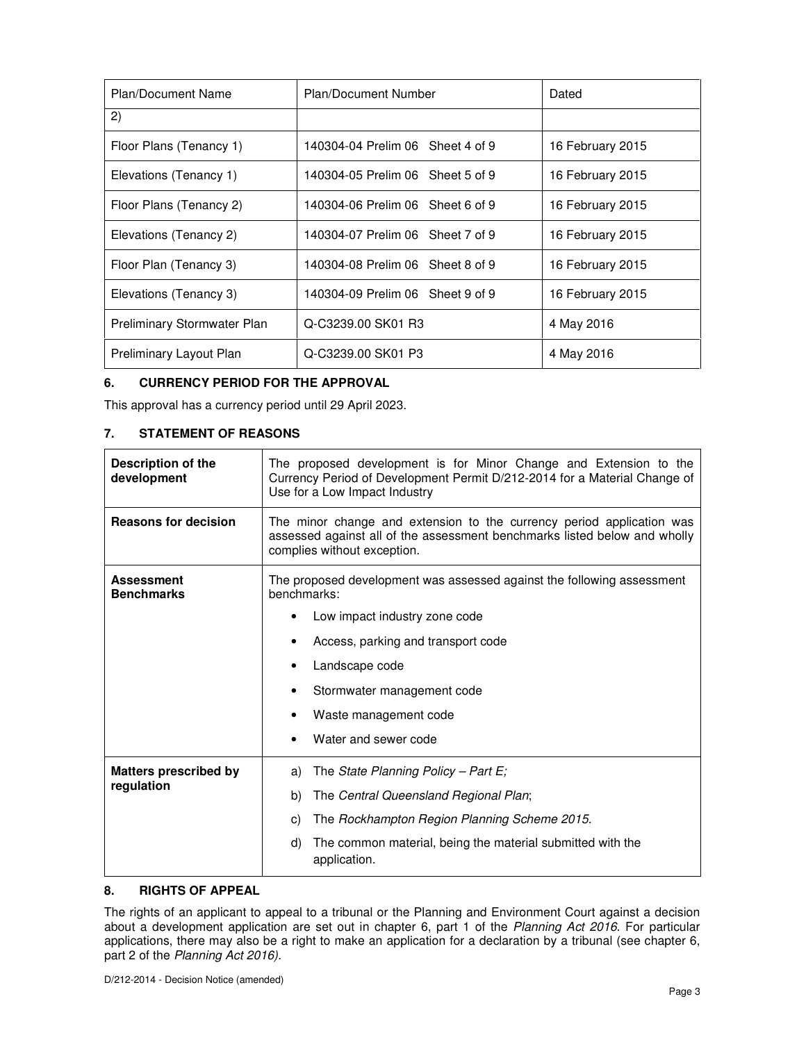| Plan/Document Name | Plan/Document Number | Dated |
| --- | --- | --- |
| 2) | | |
| Floor Plans (Tenancy 1) | 140304-04 Prelim 06 Sheet 4 of 9 | 16 February 2015 |
| Elevations (Tenancy 1) | 140304-05 Prelim 06 Sheet 5 of 9 | 16 February 2015 |
| Floor Plans (Tenancy 2) | 140304-06 Prelim 06 Sheet 6 of 9 | 16 February 2015 |
| Elevations (Tenancy 2) | 140304-07 Prelim 06 Sheet 7 of 9 | 16 February 2015 |
| Floor Plan (Tenancy 3) | 140304-08 Prelim 06 Sheet 8 of 9 | 16 February 2015 |
| Elevations (Tenancy 3) | 140304-09 Prelim 06 Sheet 9 of 9 | 16 February 2015 |
| Preliminary Stormwater Plan | Q-C3239.00 SK01 R3 | 4 May 2016 |
| Preliminary Layout Plan | Q-C3239.00 SK01 P3 | 4 May 2016 |

## 6. CURRENCY PERIOD FOR THE APPROVAL

This approval has a currency period until 29 April 2023.

## 7. STATEMENT OF REASONS

| | |
| --- | --- |
| **Description of the development** | The proposed development is for Minor Change and Extension to the Currency Period of Development Permit D/212-2014 for a Material Change of Use for a Low Impact Industry |
| **Reasons for decision** | The minor change and extension to the currency period application was assessed against all of the assessment benchmarks listed below and wholly complies without exception. |
| **Assessment Benchmarks** | The proposed development was assessed against the following assessment benchmarks:<br>• Low impact industry zone code<br>• Access, parking and transport code<br>• Landscape code<br>• Stormwater management code<br>• Waste management code<br>• Water and sewer code |
| **Matters prescribed by regulation** | a) The *State Planning Policy – Part E;*<br>b) The *Central Queensland Regional Plan*;<br>c) The *Rockhampton Region Planning Scheme 2015.*<br>d) The common material, being the material submitted with the application. |

## 8. RIGHTS OF APPEAL

The rights of an applicant to appeal to a tribunal or the Planning and Environment Court against a decision about a development application are set out in chapter 6, part 1 of the *Planning Act 2016*. For particular applications, there may also be a right to make an application for a declaration by a tribunal (see chapter 6, part 2 of the *Planning Act 2016).*

D/212-2014 - Decision Notice (amended)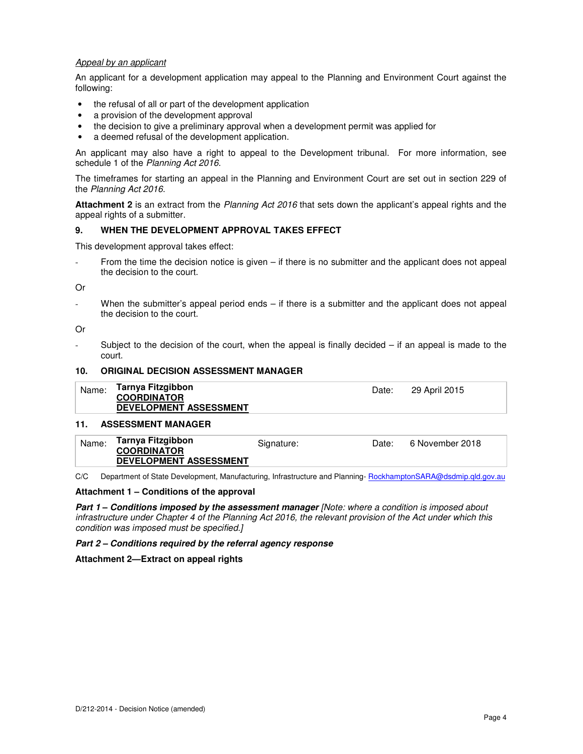*Appeal by an applicant*

An applicant for a development application may appeal to the Planning and Environment Court against the following:

- the refusal of all or part of the development application
- a provision of the development approval
- the decision to give a preliminary approval when a development permit was applied for
- a deemed refusal of the development application.

An applicant may also have a right to appeal to the Development tribunal. For more information, see schedule 1 of the *Planning Act 2016*.

The timeframes for starting an appeal in the Planning and Environment Court are set out in section 229 of the *Planning Act 2016*.

**Attachment 2** is an extract from the *Planning Act 2016* that sets down the applicant's appeal rights and the appeal rights of a submitter.

### 9. WHEN THE DEVELOPMENT APPROVAL TAKES EFFECT

This development approval takes effect:

- From the time the decision notice is given – if there is no submitter and the applicant does not appeal the decision to the court.

Or

- When the submitter's appeal period ends – if there is a submitter and the applicant does not appeal the decision to the court.

Or

- Subject to the decision of the court, when the appeal is finally decided – if an appeal is made to the court.

### 10. ORIGINAL DECISION ASSESSMENT MANAGER

| | | | |
|---|---|---|---|
| Name: | **Tarnya Fitzgibbon**<br>**COORDINATOR**<br>**DEVELOPMENT ASSESSMENT** | Date: | 29 April 2015 |

### 11. ASSESSMENT MANAGER

| | | | | |
|---|---|---|---|---|
| Name: | **Tarnya Fitzgibbon**<br>**COORDINATOR**<br>**DEVELOPMENT ASSESSMENT** | Signature: | Date: | 6 November 2018 |

C/C Department of State Development, Manufacturing, Infrastructure and Planning- RockhamptonSARA@dsdmip.qld.gov.au

**Attachment 1 – Conditions of the approval**

***Part 1 – Conditions imposed by the assessment manager*** *[Note: where a condition is imposed about infrastructure under Chapter 4 of the Planning Act 2016, the relevant provision of the Act under which this condition was imposed must be specified.]*

***Part 2 – Conditions required by the referral agency response***

**Attachment 2—Extract on appeal rights**

D/212-2014 - Decision Notice (amended)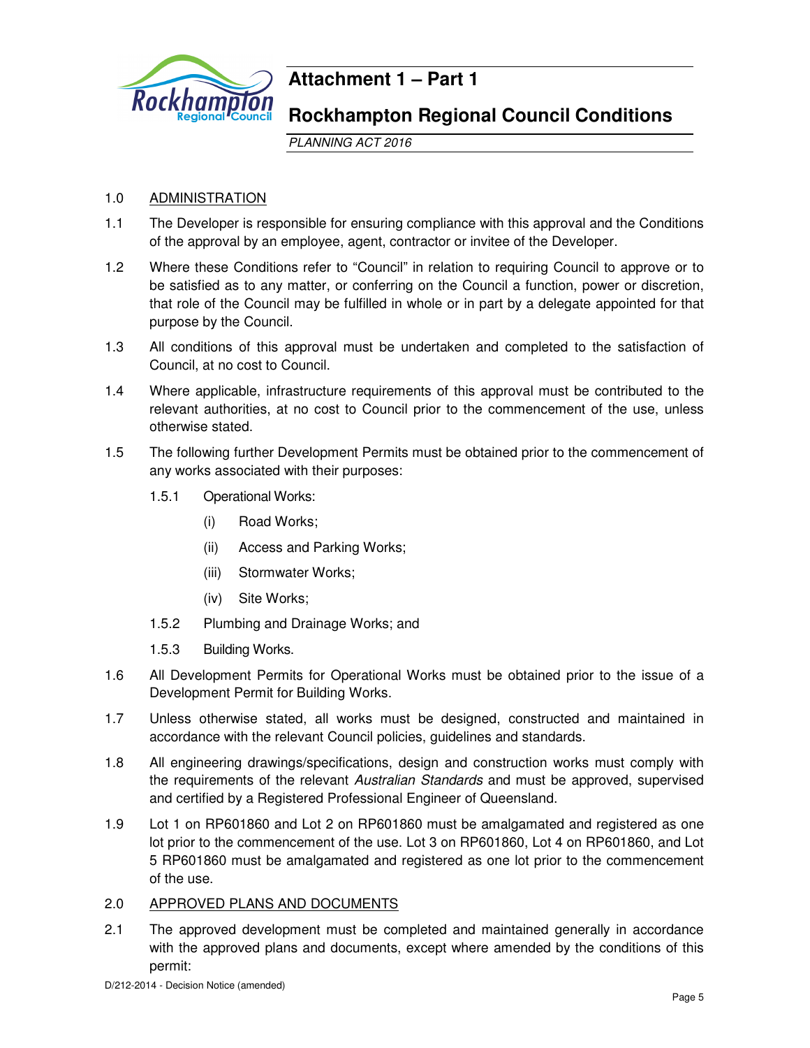# Attachment 1 – Part 1

## Rockhampton Regional Council Conditions

*PLANNING ACT 2016*

1.0 ADMINISTRATION

1.1 The Developer is responsible for ensuring compliance with this approval and the Conditions of the approval by an employee, agent, contractor or invitee of the Developer.

1.2 Where these Conditions refer to "Council" in relation to requiring Council to approve or to be satisfied as to any matter, or conferring on the Council a function, power or discretion, that role of the Council may be fulfilled in whole or in part by a delegate appointed for that purpose by the Council.

1.3 All conditions of this approval must be undertaken and completed to the satisfaction of Council, at no cost to Council.

1.4 Where applicable, infrastructure requirements of this approval must be contributed to the relevant authorities, at no cost to Council prior to the commencement of the use, unless otherwise stated.

1.5 The following further Development Permits must be obtained prior to the commencement of any works associated with their purposes:

- 1.5.1 Operational Works:
  - (i) Road Works;
  - (ii) Access and Parking Works;
  - (iii) Stormwater Works;
  - (iv) Site Works;
- 1.5.2 Plumbing and Drainage Works; and
- 1.5.3 Building Works.

1.6 All Development Permits for Operational Works must be obtained prior to the issue of a Development Permit for Building Works.

1.7 Unless otherwise stated, all works must be designed, constructed and maintained in accordance with the relevant Council policies, guidelines and standards.

1.8 All engineering drawings/specifications, design and construction works must comply with the requirements of the relevant *Australian Standards* and must be approved, supervised and certified by a Registered Professional Engineer of Queensland.

1.9 Lot 1 on RP601860 and Lot 2 on RP601860 must be amalgamated and registered as one lot prior to the commencement of the use. Lot 3 on RP601860, Lot 4 on RP601860, and Lot 5 RP601860 must be amalgamated and registered as one lot prior to the commencement of the use.

2.0 APPROVED PLANS AND DOCUMENTS

2.1 The approved development must be completed and maintained generally in accordance with the approved plans and documents, except where amended by the conditions of this permit:

D/212-2014 - Decision Notice (amended)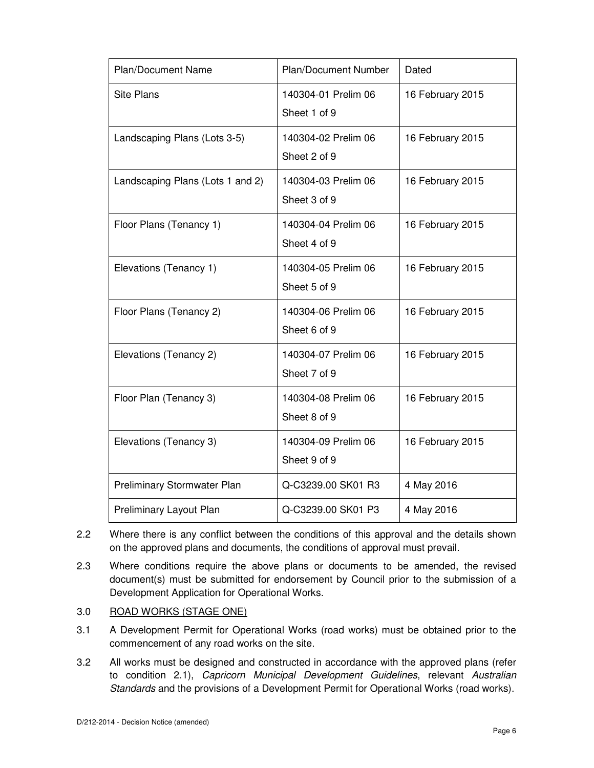| Plan/Document Name | Plan/Document Number | Dated |
|---|---|---|
| Site Plans | 140304-01 Prelim 06 Sheet 1 of 9 | 16 February 2015 |
| Landscaping Plans (Lots 3-5) | 140304-02 Prelim 06 Sheet 2 of 9 | 16 February 2015 |
| Landscaping Plans (Lots 1 and 2) | 140304-03 Prelim 06 Sheet 3 of 9 | 16 February 2015 |
| Floor Plans (Tenancy 1) | 140304-04 Prelim 06 Sheet 4 of 9 | 16 February 2015 |
| Elevations (Tenancy 1) | 140304-05 Prelim 06 Sheet 5 of 9 | 16 February 2015 |
| Floor Plans (Tenancy 2) | 140304-06 Prelim 06 Sheet 6 of 9 | 16 February 2015 |
| Elevations (Tenancy 2) | 140304-07 Prelim 06 Sheet 7 of 9 | 16 February 2015 |
| Floor Plan (Tenancy 3) | 140304-08 Prelim 06 Sheet 8 of 9 | 16 February 2015 |
| Elevations (Tenancy 3) | 140304-09 Prelim 06 Sheet 9 of 9 | 16 February 2015 |
| Preliminary Stormwater Plan | Q-C3239.00 SK01 R3 | 4 May 2016 |
| Preliminary Layout Plan | Q-C3239.00 SK01 P3 | 4 May 2016 |

2.2 Where there is any conflict between the conditions of this approval and the details shown on the approved plans and documents, the conditions of approval must prevail.

2.3 Where conditions require the above plans or documents to be amended, the revised document(s) must be submitted for endorsement by Council prior to the submission of a Development Application for Operational Works.

3.0 ROAD WORKS (STAGE ONE)

3.1 A Development Permit for Operational Works (road works) must be obtained prior to the commencement of any road works on the site.

3.2 All works must be designed and constructed in accordance with the approved plans (refer to condition 2.1), *Capricorn Municipal Development Guidelines*, relevant *Australian Standards* and the provisions of a Development Permit for Operational Works (road works).

D/212-2014 - Decision Notice (amended)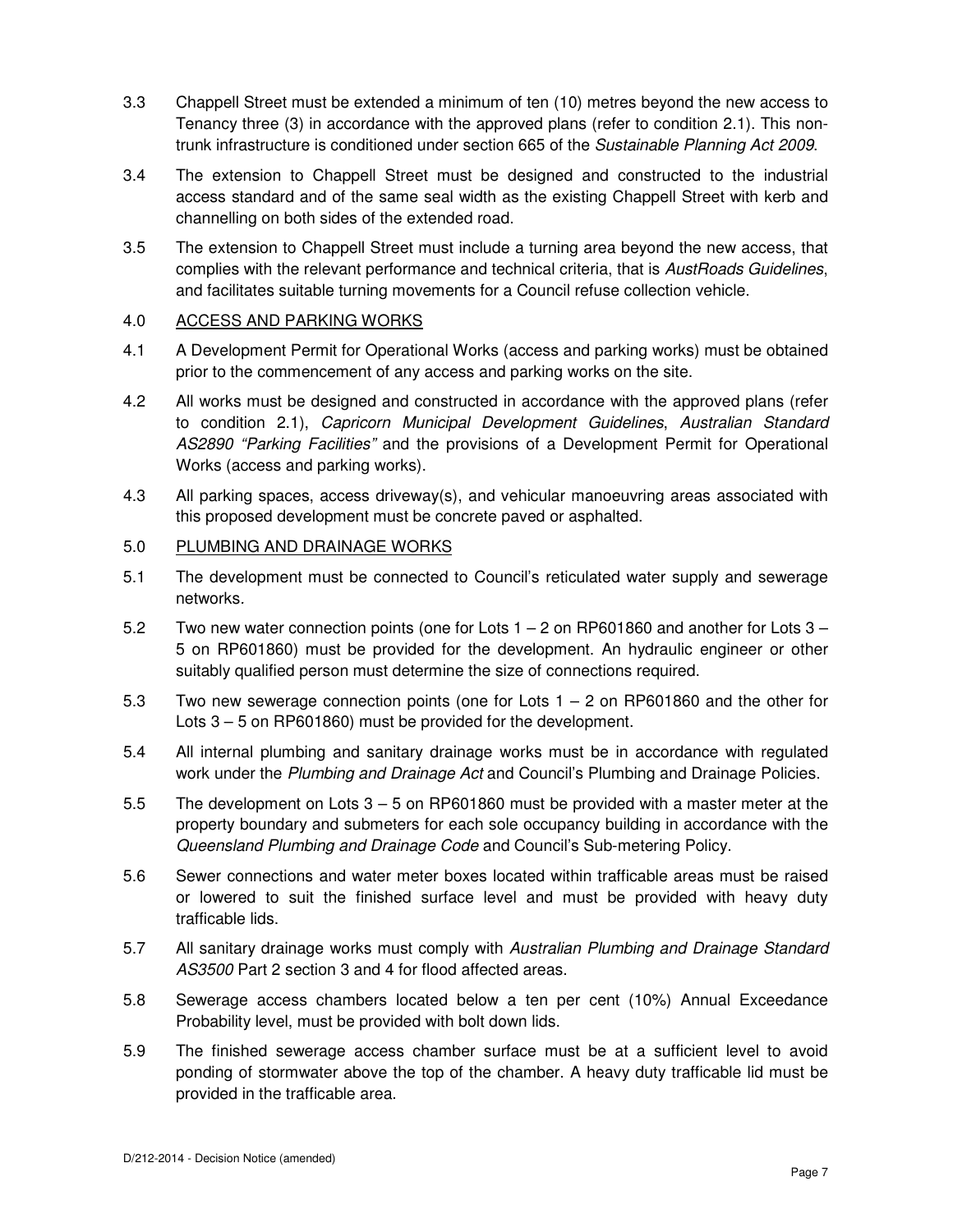3.3 Chappell Street must be extended a minimum of ten (10) metres beyond the new access to Tenancy three (3) in accordance with the approved plans (refer to condition 2.1). This non-trunk infrastructure is conditioned under section 665 of the *Sustainable Planning Act 2009*.

3.4 The extension to Chappell Street must be designed and constructed to the industrial access standard and of the same seal width as the existing Chappell Street with kerb and channelling on both sides of the extended road.

3.5 The extension to Chappell Street must include a turning area beyond the new access, that complies with the relevant performance and technical criteria, that is *AustRoads Guidelines*, and facilitates suitable turning movements for a Council refuse collection vehicle.

4.0 ACCESS AND PARKING WORKS

4.1 A Development Permit for Operational Works (access and parking works) must be obtained prior to the commencement of any access and parking works on the site.

4.2 All works must be designed and constructed in accordance with the approved plans (refer to condition 2.1), *Capricorn Municipal Development Guidelines*, *Australian Standard AS2890 "Parking Facilities"* and the provisions of a Development Permit for Operational Works (access and parking works).

4.3 All parking spaces, access driveway(s), and vehicular manoeuvring areas associated with this proposed development must be concrete paved or asphalted.

5.0 PLUMBING AND DRAINAGE WORKS

5.1 The development must be connected to Council's reticulated water supply and sewerage networks.

5.2 Two new water connection points (one for Lots 1 – 2 on RP601860 and another for Lots 3 – 5 on RP601860) must be provided for the development. An hydraulic engineer or other suitably qualified person must determine the size of connections required.

5.3 Two new sewerage connection points (one for Lots 1 – 2 on RP601860 and the other for Lots 3 – 5 on RP601860) must be provided for the development.

5.4 All internal plumbing and sanitary drainage works must be in accordance with regulated work under the *Plumbing and Drainage Act* and Council's Plumbing and Drainage Policies.

5.5 The development on Lots 3 – 5 on RP601860 must be provided with a master meter at the property boundary and submeters for each sole occupancy building in accordance with the *Queensland Plumbing and Drainage Code* and Council's Sub-metering Policy.

5.6 Sewer connections and water meter boxes located within trafficable areas must be raised or lowered to suit the finished surface level and must be provided with heavy duty trafficable lids.

5.7 All sanitary drainage works must comply with *Australian Plumbing and Drainage Standard AS3500* Part 2 section 3 and 4 for flood affected areas.

5.8 Sewerage access chambers located below a ten per cent (10%) Annual Exceedance Probability level, must be provided with bolt down lids.

5.9 The finished sewerage access chamber surface must be at a sufficient level to avoid ponding of stormwater above the top of the chamber. A heavy duty trafficable lid must be provided in the trafficable area.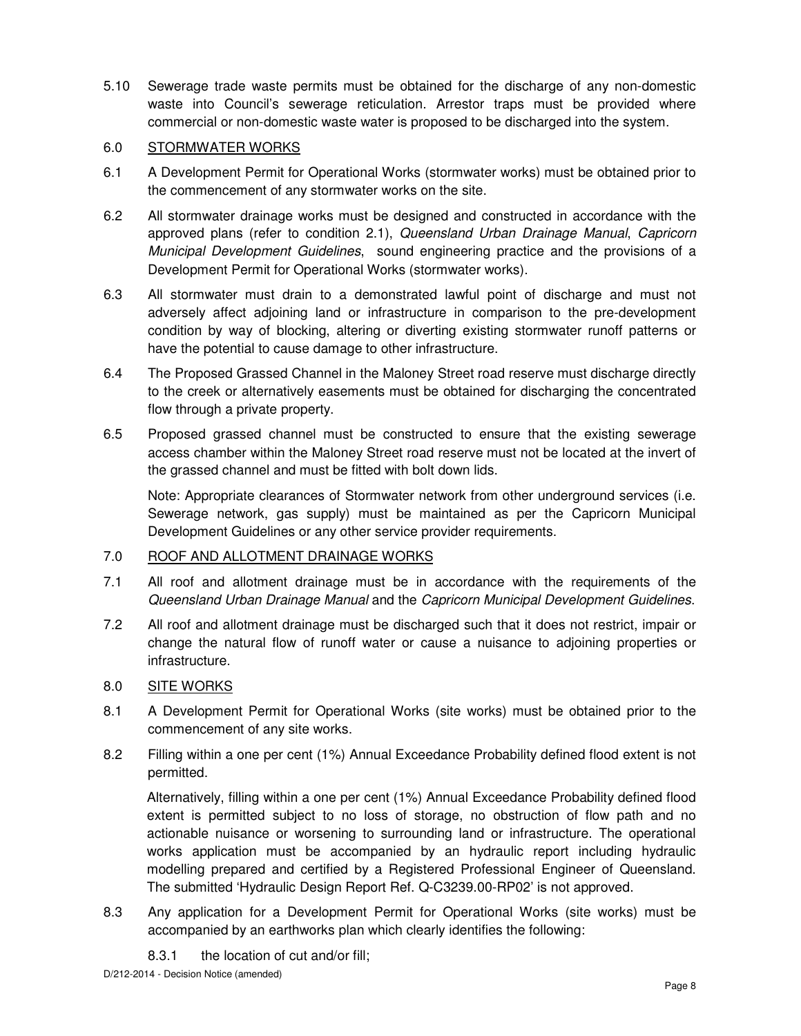5.10 Sewerage trade waste permits must be obtained for the discharge of any non-domestic waste into Council's sewerage reticulation. Arrestor traps must be provided where commercial or non-domestic waste water is proposed to be discharged into the system.

## 6.0 STORMWATER WORKS

6.1 A Development Permit for Operational Works (stormwater works) must be obtained prior to the commencement of any stormwater works on the site.

6.2 All stormwater drainage works must be designed and constructed in accordance with the approved plans (refer to condition 2.1), *Queensland Urban Drainage Manual*, *Capricorn Municipal Development Guidelines*, sound engineering practice and the provisions of a Development Permit for Operational Works (stormwater works).

6.3 All stormwater must drain to a demonstrated lawful point of discharge and must not adversely affect adjoining land or infrastructure in comparison to the pre-development condition by way of blocking, altering or diverting existing stormwater runoff patterns or have the potential to cause damage to other infrastructure.

6.4 The Proposed Grassed Channel in the Maloney Street road reserve must discharge directly to the creek or alternatively easements must be obtained for discharging the concentrated flow through a private property.

6.5 Proposed grassed channel must be constructed to ensure that the existing sewerage access chamber within the Maloney Street road reserve must not be located at the invert of the grassed channel and must be fitted with bolt down lids.

Note: Appropriate clearances of Stormwater network from other underground services (i.e. Sewerage network, gas supply) must be maintained as per the Capricorn Municipal Development Guidelines or any other service provider requirements.

## 7.0 ROOF AND ALLOTMENT DRAINAGE WORKS

7.1 All roof and allotment drainage must be in accordance with the requirements of the *Queensland Urban Drainage Manual* and the *Capricorn Municipal Development Guidelines*.

7.2 All roof and allotment drainage must be discharged such that it does not restrict, impair or change the natural flow of runoff water or cause a nuisance to adjoining properties or infrastructure.

## 8.0 SITE WORKS

8.1 A Development Permit for Operational Works (site works) must be obtained prior to the commencement of any site works.

8.2 Filling within a one per cent (1%) Annual Exceedance Probability defined flood extent is not permitted.

Alternatively, filling within a one per cent (1%) Annual Exceedance Probability defined flood extent is permitted subject to no loss of storage, no obstruction of flow path and no actionable nuisance or worsening to surrounding land or infrastructure. The operational works application must be accompanied by an hydraulic report including hydraulic modelling prepared and certified by a Registered Professional Engineer of Queensland. The submitted 'Hydraulic Design Report Ref. Q-C3239.00-RP02' is not approved.

8.3 Any application for a Development Permit for Operational Works (site works) must be accompanied by an earthworks plan which clearly identifies the following:

8.3.1 the location of cut and/or fill;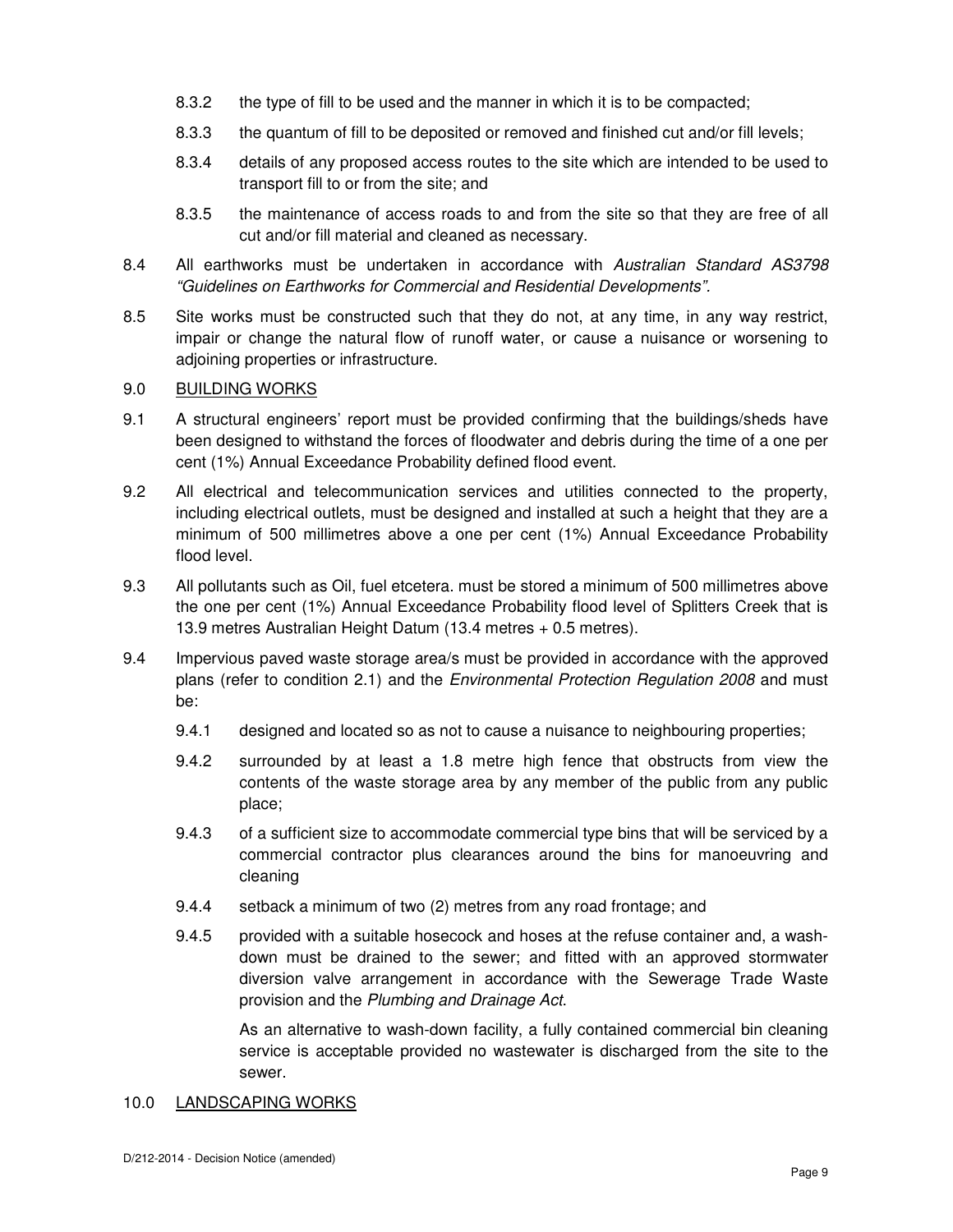8.3.2 the type of fill to be used and the manner in which it is to be compacted;

8.3.3 the quantum of fill to be deposited or removed and finished cut and/or fill levels;

8.3.4 details of any proposed access routes to the site which are intended to be used to transport fill to or from the site; and

8.3.5 the maintenance of access roads to and from the site so that they are free of all cut and/or fill material and cleaned as necessary.

8.4 All earthworks must be undertaken in accordance with *Australian Standard AS3798 "Guidelines on Earthworks for Commercial and Residential Developments".*

8.5 Site works must be constructed such that they do not, at any time, in any way restrict, impair or change the natural flow of runoff water, or cause a nuisance or worsening to adjoining properties or infrastructure.

9.0 <u>BUILDING WORKS</u>

9.1 A structural engineers' report must be provided confirming that the buildings/sheds have been designed to withstand the forces of floodwater and debris during the time of a one per cent (1%) Annual Exceedance Probability defined flood event.

9.2 All electrical and telecommunication services and utilities connected to the property, including electrical outlets, must be designed and installed at such a height that they are a minimum of 500 millimetres above a one per cent (1%) Annual Exceedance Probability flood level.

9.3 All pollutants such as Oil, fuel etcetera. must be stored a minimum of 500 millimetres above the one per cent (1%) Annual Exceedance Probability flood level of Splitters Creek that is 13.9 metres Australian Height Datum (13.4 metres + 0.5 metres).

9.4 Impervious paved waste storage area/s must be provided in accordance with the approved plans (refer to condition 2.1) and the *Environmental Protection Regulation 2008* and must be:

9.4.1 designed and located so as not to cause a nuisance to neighbouring properties;

9.4.2 surrounded by at least a 1.8 metre high fence that obstructs from view the contents of the waste storage area by any member of the public from any public place;

9.4.3 of a sufficient size to accommodate commercial type bins that will be serviced by a commercial contractor plus clearances around the bins for manoeuvring and cleaning

9.4.4 setback a minimum of two (2) metres from any road frontage; and

9.4.5 provided with a suitable hosecock and hoses at the refuse container and, a wash-down must be drained to the sewer; and fitted with an approved stormwater diversion valve arrangement in accordance with the Sewerage Trade Waste provision and the *Plumbing and Drainage Act*.

As an alternative to wash-down facility, a fully contained commercial bin cleaning service is acceptable provided no wastewater is discharged from the site to the sewer.

10.0 <u>LANDSCAPING WORKS</u>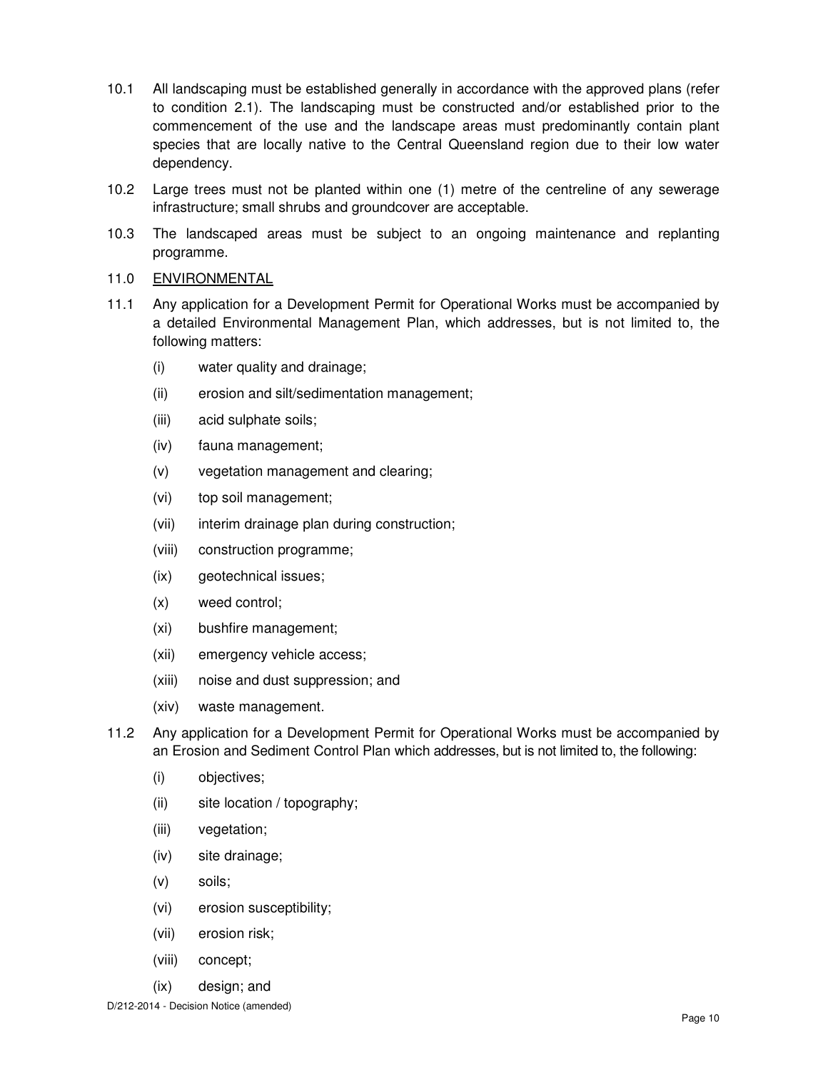10.1 All landscaping must be established generally in accordance with the approved plans (refer to condition 2.1). The landscaping must be constructed and/or established prior to the commencement of the use and the landscape areas must predominantly contain plant species that are locally native to the Central Queensland region due to their low water dependency.

10.2 Large trees must not be planted within one (1) metre of the centreline of any sewerage infrastructure; small shrubs and groundcover are acceptable.

10.3 The landscaped areas must be subject to an ongoing maintenance and replanting programme.

11.0 <u>ENVIRONMENTAL</u>

11.1 Any application for a Development Permit for Operational Works must be accompanied by a detailed Environmental Management Plan, which addresses, but is not limited to, the following matters:

- (i) water quality and drainage;
- (ii) erosion and silt/sedimentation management;
- (iii) acid sulphate soils;
- (iv) fauna management;
- (v) vegetation management and clearing;
- (vi) top soil management;
- (vii) interim drainage plan during construction;
- (viii) construction programme;
- (ix) geotechnical issues;
- (x) weed control;
- (xi) bushfire management;
- (xii) emergency vehicle access;
- (xiii) noise and dust suppression; and
- (xiv) waste management.

11.2 Any application for a Development Permit for Operational Works must be accompanied by an Erosion and Sediment Control Plan which addresses, but is not limited to, the following:

- (i) objectives;
- (ii) site location / topography;
- (iii) vegetation;
- (iv) site drainage;
- (v) soils;
- (vi) erosion susceptibility;
- (vii) erosion risk;
- (viii) concept;
- (ix) design; and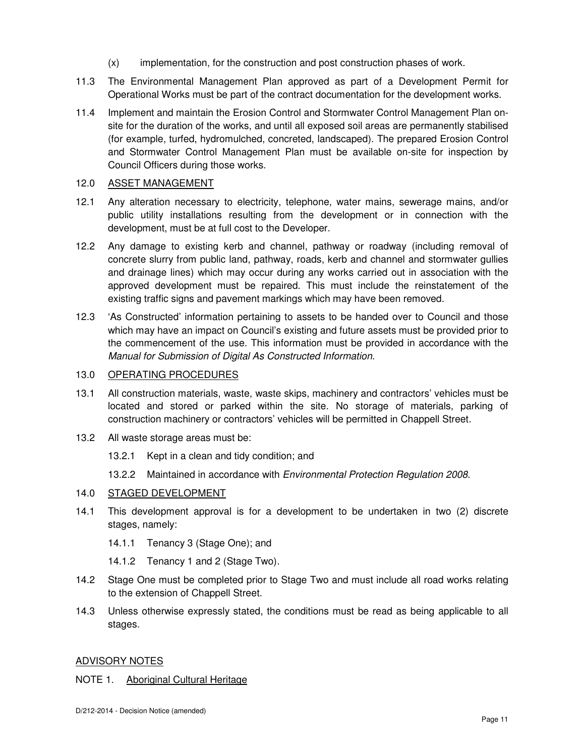(x) implementation, for the construction and post construction phases of work.

11.3 The Environmental Management Plan approved as part of a Development Permit for Operational Works must be part of the contract documentation for the development works.

11.4 Implement and maintain the Erosion Control and Stormwater Control Management Plan on-site for the duration of the works, and until all exposed soil areas are permanently stabilised (for example, turfed, hydromulched, concreted, landscaped). The prepared Erosion Control and Stormwater Control Management Plan must be available on-site for inspection by Council Officers during those works.

12.0 <u>ASSET MANAGEMENT</u>

12.1 Any alteration necessary to electricity, telephone, water mains, sewerage mains, and/or public utility installations resulting from the development or in connection with the development, must be at full cost to the Developer.

12.2 Any damage to existing kerb and channel, pathway or roadway (including removal of concrete slurry from public land, pathway, roads, kerb and channel and stormwater gullies and drainage lines) which may occur during any works carried out in association with the approved development must be repaired. This must include the reinstatement of the existing traffic signs and pavement markings which may have been removed.

12.3 'As Constructed' information pertaining to assets to be handed over to Council and those which may have an impact on Council's existing and future assets must be provided prior to the commencement of the use. This information must be provided in accordance with the *Manual for Submission of Digital As Constructed Information.*

13.0 <u>OPERATING PROCEDURES</u>

13.1 All construction materials, waste, waste skips, machinery and contractors' vehicles must be located and stored or parked within the site. No storage of materials, parking of construction machinery or contractors' vehicles will be permitted in Chappell Street.

13.2 All waste storage areas must be:

13.2.1 Kept in a clean and tidy condition; and

13.2.2 Maintained in accordance with *Environmental Protection Regulation 2008*.

14.0 <u>STAGED DEVELOPMENT</u>

14.1 This development approval is for a development to be undertaken in two (2) discrete stages, namely:

14.1.1 Tenancy 3 (Stage One); and

14.1.2 Tenancy 1 and 2 (Stage Two).

14.2 Stage One must be completed prior to Stage Two and must include all road works relating to the extension of Chappell Street.

14.3 Unless otherwise expressly stated, the conditions must be read as being applicable to all stages.

<u>ADVISORY NOTES</u>

NOTE 1. <u>Aboriginal Cultural Heritage</u>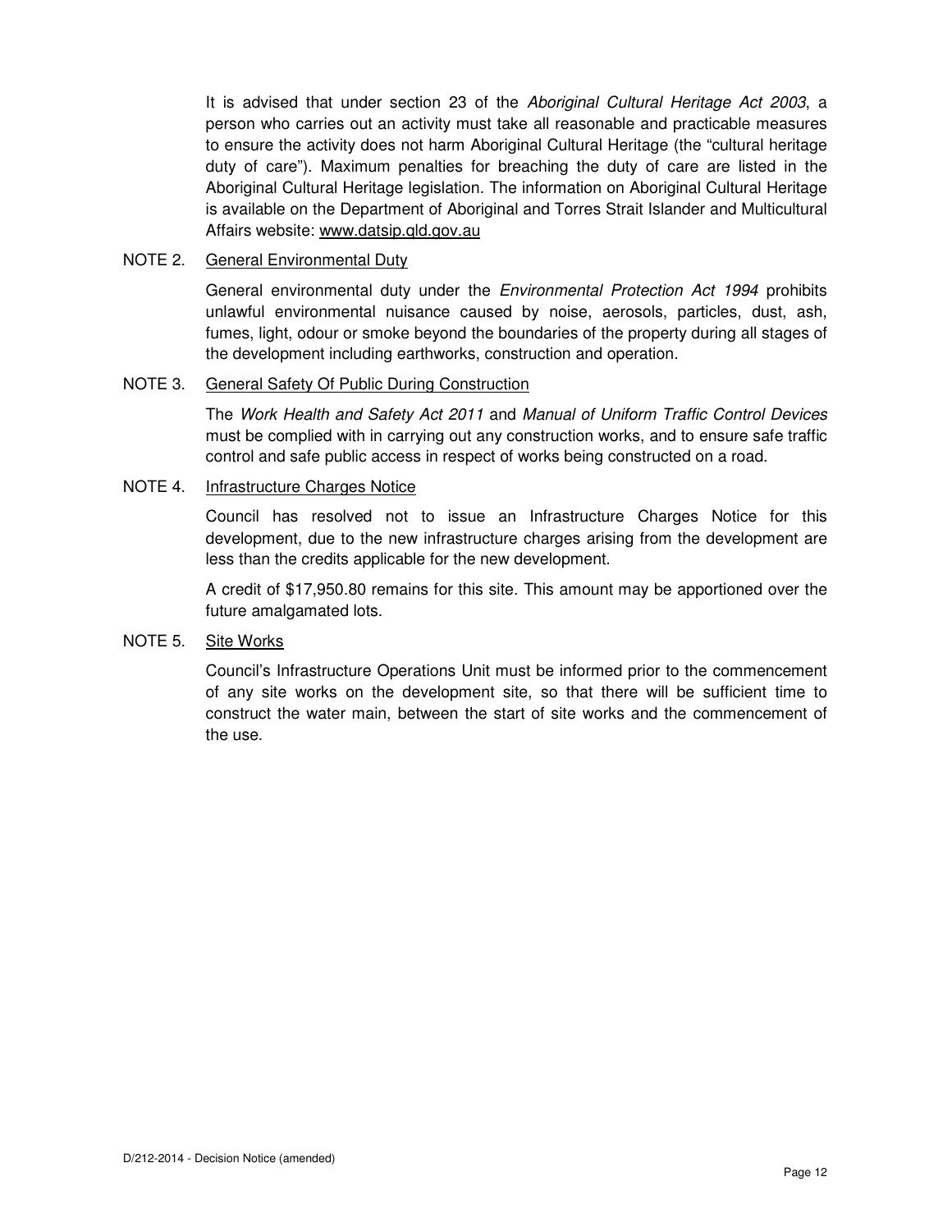It is advised that under section 23 of the *Aboriginal Cultural Heritage Act 2003*, a person who carries out an activity must take all reasonable and practicable measures to ensure the activity does not harm Aboriginal Cultural Heritage (the "cultural heritage duty of care"). Maximum penalties for breaching the duty of care are listed in the Aboriginal Cultural Heritage legislation. The information on Aboriginal Cultural Heritage is available on the Department of Aboriginal and Torres Strait Islander and Multicultural Affairs website: www.datsip.qld.gov.au

NOTE 2. General Environmental Duty

General environmental duty under the *Environmental Protection Act 1994* prohibits unlawful environmental nuisance caused by noise, aerosols, particles, dust, ash, fumes, light, odour or smoke beyond the boundaries of the property during all stages of the development including earthworks, construction and operation.

NOTE 3. General Safety Of Public During Construction

The *Work Health and Safety Act 2011* and *Manual of Uniform Traffic Control Devices* must be complied with in carrying out any construction works, and to ensure safe traffic control and safe public access in respect of works being constructed on a road.

NOTE 4. Infrastructure Charges Notice

Council has resolved not to issue an Infrastructure Charges Notice for this development, due to the new infrastructure charges arising from the development are less than the credits applicable for the new development.

A credit of $17,950.80 remains for this site. This amount may be apportioned over the future amalgamated lots.

NOTE 5. Site Works

Council's Infrastructure Operations Unit must be informed prior to the commencement of any site works on the development site, so that there will be sufficient time to construct the water main, between the start of site works and the commencement of the use.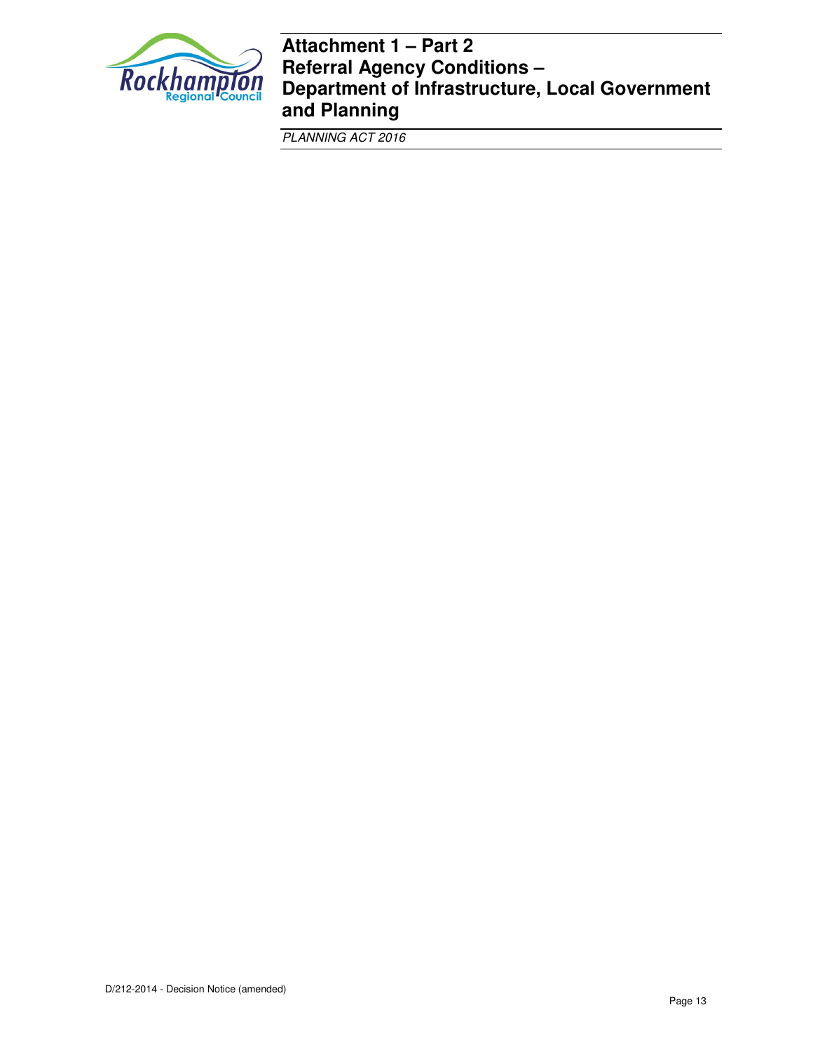# Attachment 1 – Part 2
# Referral Agency Conditions – Department of Infrastructure, Local Government and Planning

*PLANNING ACT 2016*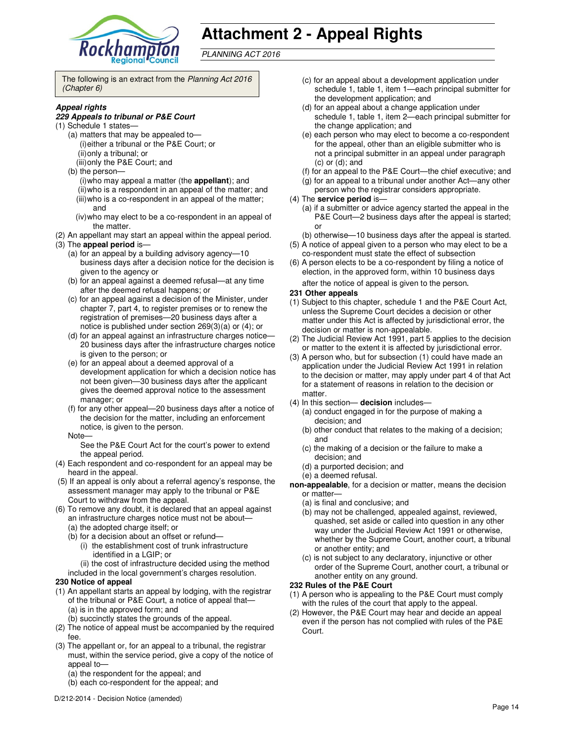# Attachment 2 - Appeal Rights

*PLANNING ACT 2016*

The following is an extract from the *Planning Act 2016 (Chapter 6)*

***Appeal rights***

***229 Appeals to tribunal or P&E Court***

(1) Schedule 1 states—

(a) matters that may be appealed to—

(i) either a tribunal or the P&E Court; or

(ii) only a tribunal; or

(iii) only the P&E Court; and

(b) the person—

(i) who may appeal a matter (the **appellant**); and

(ii) who is a respondent in an appeal of the matter; and

(iii) who is a co-respondent in an appeal of the matter; and

(iv) who may elect to be a co-respondent in an appeal of the matter.

(2) An appellant may start an appeal within the appeal period.

(3) The **appeal period** is—

(a) for an appeal by a building advisory agency—10 business days after a decision notice for the decision is given to the agency or

(b) for an appeal against a deemed refusal—at any time after the deemed refusal happens; or

(c) for an appeal against a decision of the Minister, under chapter 7, part 4, to register premises or to renew the registration of premises—20 business days after a notice is published under section 269(3)(a) or (4); or

(d) for an appeal against an infrastructure charges notice—20 business days after the infrastructure charges notice is given to the person; or

(e) for an appeal about a deemed approval of a development application for which a decision notice has not been given—30 business days after the applicant gives the deemed approval notice to the assessment manager; or

(f) for any other appeal—20 business days after a notice of the decision for the matter, including an enforcement notice, is given to the person.

Note—

See the P&E Court Act for the court's power to extend the appeal period.

(4) Each respondent and co-respondent for an appeal may be heard in the appeal.

(5) If an appeal is only about a referral agency's response, the assessment manager may apply to the tribunal or P&E Court to withdraw from the appeal.

(6) To remove any doubt, it is declared that an appeal against an infrastructure charges notice must not be about—

(a) the adopted charge itself; or

(b) for a decision about an offset or refund—

(i) the establishment cost of trunk infrastructure identified in a LGIP; or

(ii) the cost of infrastructure decided using the method included in the local government's charges resolution.

**230 Notice of appeal**

(1) An appellant starts an appeal by lodging, with the registrar of the tribunal or P&E Court, a notice of appeal that—

(a) is in the approved form; and

(b) succinctly states the grounds of the appeal.

(2) The notice of appeal must be accompanied by the required fee.

(3) The appellant or, for an appeal to a tribunal, the registrar must, within the service period, give a copy of the notice of appeal to—

(a) the respondent for the appeal; and

(b) each co-respondent for the appeal; and

(c) for an appeal about a development application under schedule 1, table 1, item 1—each principal submitter for the development application; and

(d) for an appeal about a change application under schedule 1, table 1, item 2—each principal submitter for the change application; and

(e) each person who may elect to become a co-respondent for the appeal, other than an eligible submitter who is not a principal submitter in an appeal under paragraph (c) or (d); and

(f) for an appeal to the P&E Court—the chief executive; and

(g) for an appeal to a tribunal under another Act—any other person who the registrar considers appropriate.

(4) The **service period** is—

(a) if a submitter or advice agency started the appeal in the P&E Court—2 business days after the appeal is started; or

(b) otherwise—10 business days after the appeal is started.

(5) A notice of appeal given to a person who may elect to be a co-respondent must state the effect of subsection

(6) A person elects to be a co-respondent by filing a notice of election, in the approved form, within 10 business days after the notice of appeal is given to the person.

**231 Other appeals**

(1) Subject to this chapter, schedule 1 and the P&E Court Act, unless the Supreme Court decides a decision or other matter under this Act is affected by jurisdictional error, the decision or matter is non-appealable.

(2) The Judicial Review Act 1991, part 5 applies to the decision or matter to the extent it is affected by jurisdictional error.

(3) A person who, but for subsection (1) could have made an application under the Judicial Review Act 1991 in relation to the decision or matter, may apply under part 4 of that Act for a statement of reasons in relation to the decision or matter.

(4) In this section— **decision** includes—

(a) conduct engaged in for the purpose of making a decision; and

(b) other conduct that relates to the making of a decision; and

(c) the making of a decision or the failure to make a decision; and

(d) a purported decision; and

(e) a deemed refusal.

**non-appealable**, for a decision or matter, means the decision or matter—

(a) is final and conclusive; and

(b) may not be challenged, appealed against, reviewed, quashed, set aside or called into question in any other way under the Judicial Review Act 1991 or otherwise, whether by the Supreme Court, another court, a tribunal or another entity; and

(c) is not subject to any declaratory, injunctive or other order of the Supreme Court, another court, a tribunal or another entity on any ground.

**232 Rules of the P&E Court**

(1) A person who is appealing to the P&E Court must comply with the rules of the court that apply to the appeal.

(2) However, the P&E Court may hear and decide an appeal even if the person has not complied with rules of the P&E Court.

D/212-2014 - Decision Notice (amended)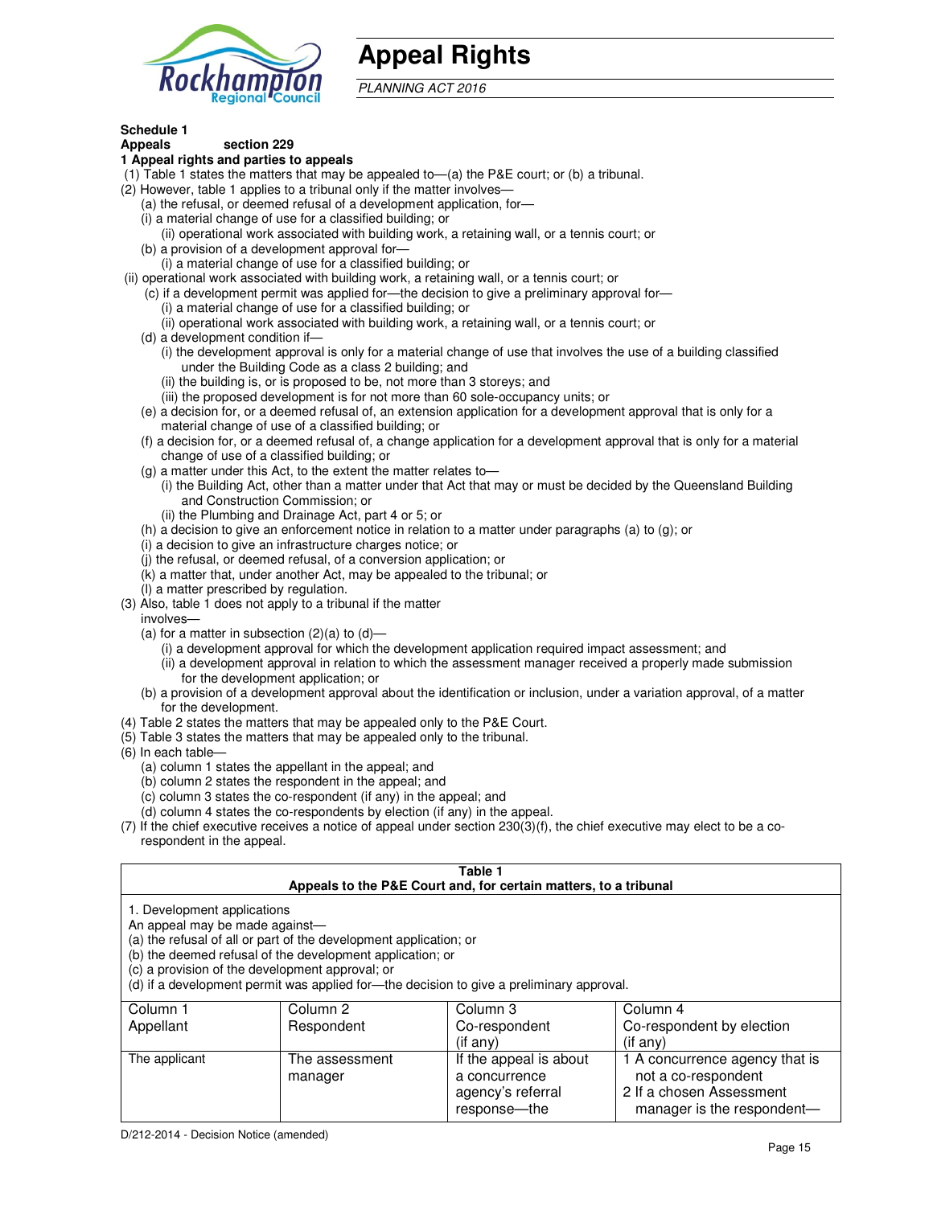# Appeal Rights

*PLANNING ACT 2016*

**Schedule 1**
**Appeals** **section 229**

**1 Appeal rights and parties to appeals**

(1) Table 1 states the matters that may be appealed to—(a) the P&E court; or (b) a tribunal.

(2) However, table 1 applies to a tribunal only if the matter involves—

(a) the refusal, or deemed refusal of a development application, for—

(i) a material change of use for a classified building; or

(ii) operational work associated with building work, a retaining wall, or a tennis court; or

(b) a provision of a development approval for—

(i) a material change of use for a classified building; or

(ii) operational work associated with building work, a retaining wall, or a tennis court; or

(c) if a development permit was applied for—the decision to give a preliminary approval for—

(i) a material change of use for a classified building; or

(ii) operational work associated with building work, a retaining wall, or a tennis court; or

(d) a development condition if—

(i) the development approval is only for a material change of use that involves the use of a building classified under the Building Code as a class 2 building; and

(ii) the building is, or is proposed to be, not more than 3 storeys; and

(iii) the proposed development is for not more than 60 sole-occupancy units; or

(e) a decision for, or a deemed refusal of, an extension application for a development approval that is only for a material change of use of a classified building; or

(f) a decision for, or a deemed refusal of, a change application for a development approval that is only for a material change of use of a classified building; or

(g) a matter under this Act, to the extent the matter relates to—

(i) the Building Act, other than a matter under that Act that may or must be decided by the Queensland Building and Construction Commission; or

(ii) the Plumbing and Drainage Act, part 4 or 5; or

(h) a decision to give an enforcement notice in relation to a matter under paragraphs (a) to (g); or

(i) a decision to give an infrastructure charges notice; or

(j) the refusal, or deemed refusal, of a conversion application; or

(k) a matter that, under another Act, may be appealed to the tribunal; or

(l) a matter prescribed by regulation.

(3) Also, table 1 does not apply to a tribunal if the matter involves—

(a) for a matter in subsection (2)(a) to (d)—

(i) a development approval for which the development application required impact assessment; and

(ii) a development approval in relation to which the assessment manager received a properly made submission for the development application; or

(b) a provision of a development approval about the identification or inclusion, under a variation approval, of a matter for the development.

(4) Table 2 states the matters that may be appealed only to the P&E Court.

(5) Table 3 states the matters that may be appealed only to the tribunal.

(6) In each table—

(a) column 1 states the appellant in the appeal; and

(b) column 2 states the respondent in the appeal; and

(c) column 3 states the co-respondent (if any) in the appeal; and

(d) column 4 states the co-respondents by election (if any) in the appeal.

(7) If the chief executive receives a notice of appeal under section 230(3)(f), the chief executive may elect to be a co-respondent in the appeal.

**Table 1**
**Appeals to the P&E Court and, for certain matters, to a tribunal**

1. Development applications

An appeal may be made against—

(a) the refusal of all or part of the development application; or

(b) the deemed refusal of the development application; or

(c) a provision of the development approval; or

(d) if a development permit was applied for—the decision to give a preliminary approval.

| Column 1<br>Appellant | Column 2<br>Respondent | Column 3<br>Co-respondent<br>(if any) | Column 4<br>Co-respondent by election<br>(if any) |
|---|---|---|---|
| The applicant | The assessment manager | If the appeal is about a concurrence agency's referral response—the | 1 A concurrence agency that is not a co-respondent<br>2 If a chosen Assessment manager is the respondent— |

D/212-2014 - Decision Notice (amended)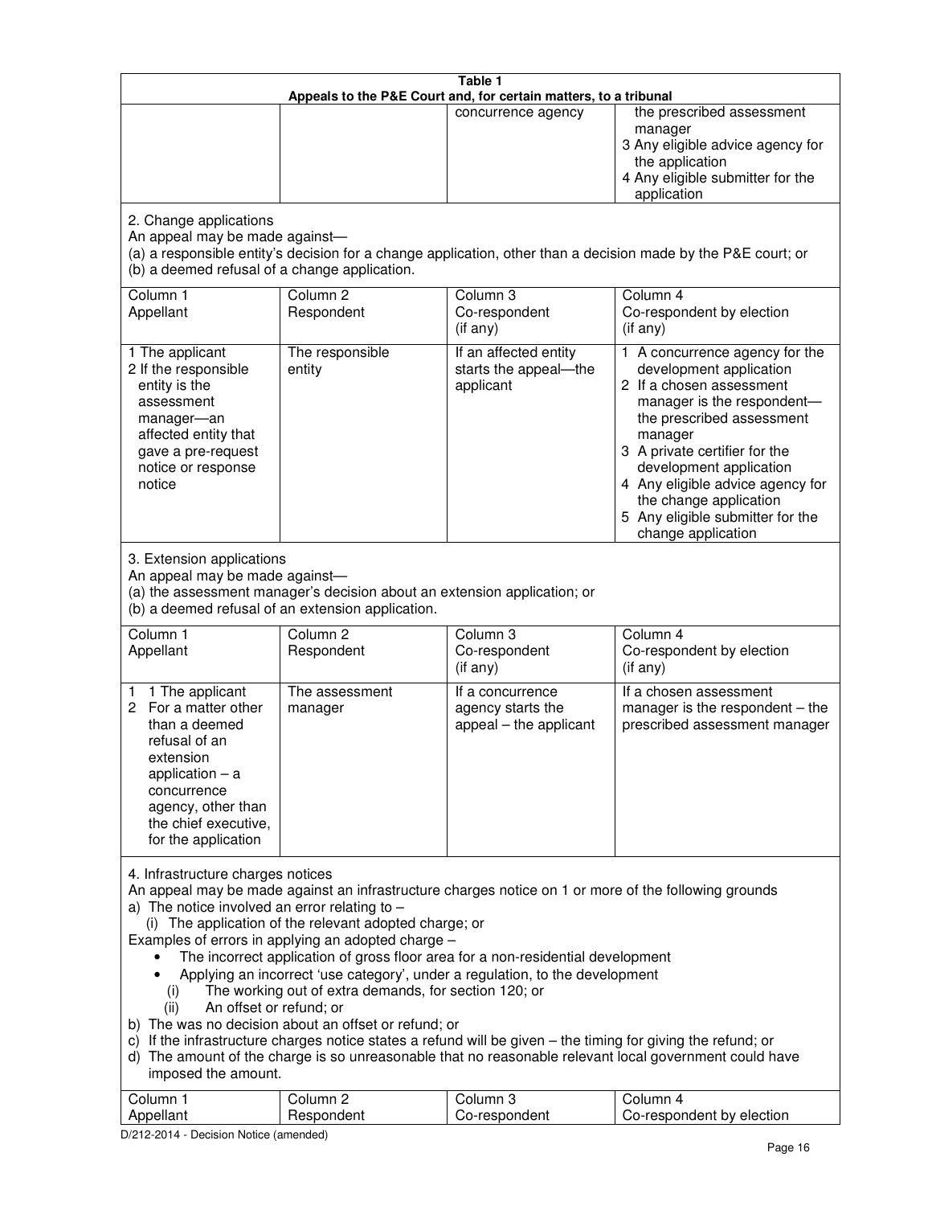**Table 1**
**Appeals to the P&E Court and, for certain matters, to a tribunal**

| | | | |
|---|---|---|---|
| | | concurrence agency | the prescribed assessment manager<br>3 Any eligible advice agency for the application<br>4 Any eligible submitter for the application |

2. Change applications
An appeal may be made against—
(a) a responsible entity's decision for a change application, other than a decision made by the P&E court; or
(b) a deemed refusal of a change application.

| Column 1<br>Appellant | Column 2<br>Respondent | Column 3<br>Co-respondent<br>(if any) | Column 4<br>Co-respondent by election<br>(if any) |
|---|---|---|---|
| 1 The applicant<br>2 If the responsible entity is the assessment manager—an affected entity that gave a pre-request notice or response notice | The responsible entity | If an affected entity starts the appeal—the applicant | 1 A concurrence agency for the development application<br>2 If a chosen assessment manager is the respondent—the prescribed assessment manager<br>3 A private certifier for the development application<br>4 Any eligible advice agency for the change application<br>5 Any eligible submitter for the change application |

3. Extension applications
An appeal may be made against—
(a) the assessment manager's decision about an extension application; or
(b) a deemed refusal of an extension application.

| Column 1<br>Appellant | Column 2<br>Respondent | Column 3<br>Co-respondent<br>(if any) | Column 4<br>Co-respondent by election<br>(if any) |
|---|---|---|---|
| 1 1 The applicant<br>2 For a matter other than a deemed refusal of an extension application – a concurrence agency, other than the chief executive, for the application | The assessment manager | If a concurrence agency starts the appeal – the applicant | If a chosen assessment manager is the respondent – the prescribed assessment manager |

4. Infrastructure charges notices
An appeal may be made against an infrastructure charges notice on 1 or more of the following grounds
a) The notice involved an error relating to –
  (i) The application of the relevant adopted charge; or
Examples of errors in applying an adopted charge –
- The incorrect application of gross floor area for a non-residential development
- Applying an incorrect 'use category', under a regulation, to the development
    (i) The working out of extra demands, for section 120; or
    (ii) An offset or refund; or
b) The was no decision about an offset or refund; or
c) If the infrastructure charges notice states a refund will be given – the timing for giving the refund; or
d) The amount of the charge is so unreasonable that no reasonable relevant local government could have imposed the amount.

| Column 1<br>Appellant | Column 2<br>Respondent | Column 3<br>Co-respondent | Column 4<br>Co-respondent by election |
|---|---|---|---|

D/212-2014 - Decision Notice (amended)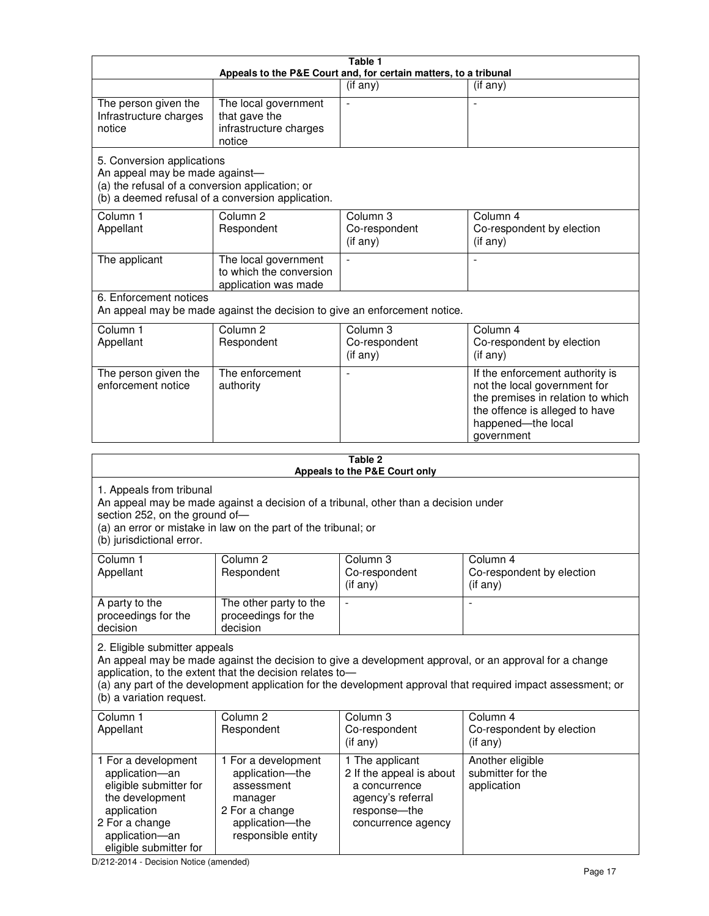**Table 1**
**Appeals to the P&E Court and, for certain matters, to a tribunal**

| | | | |
|---|---|---|---|
| | | (if any) | (if any) |
| The person given the Infrastructure charges notice | The local government that gave the infrastructure charges notice | - | - |

5. Conversion applications
An appeal may be made against—
(a) the refusal of a conversion application; or
(b) a deemed refusal of a conversion application.

| Column 1<br>Appellant | Column 2<br>Respondent | Column 3<br>Co-respondent<br>(if any) | Column 4<br>Co-respondent by election<br>(if any) |
|---|---|---|---|
| The applicant | The local government to which the conversion application was made | - | - |

6. Enforcement notices
An appeal may be made against the decision to give an enforcement notice.

| Column 1<br>Appellant | Column 2<br>Respondent | Column 3<br>Co-respondent<br>(if any) | Column 4<br>Co-respondent by election<br>(if any) |
|---|---|---|---|
| The person given the enforcement notice | The enforcement authority | - | If the enforcement authority is not the local government for the premises in relation to which the offence is alleged to have happened—the local government |

**Table 2**
**Appeals to the P&E Court only**

1. Appeals from tribunal
An appeal may be made against a decision of a tribunal, other than a decision under section 252, on the ground of—
(a) an error or mistake in law on the part of the tribunal; or
(b) jurisdictional error.

| Column 1<br>Appellant | Column 2<br>Respondent | Column 3<br>Co-respondent<br>(if any) | Column 4<br>Co-respondent by election<br>(if any) |
|---|---|---|---|
| A party to the proceedings for the decision | The other party to the proceedings for the decision | - | - |

2. Eligible submitter appeals
An appeal may be made against the decision to give a development approval, or an approval for a change application, to the extent that the decision relates to—
(a) any part of the development application for the development approval that required impact assessment; or
(b) a variation request.

| Column 1<br>Appellant | Column 2<br>Respondent | Column 3<br>Co-respondent<br>(if any) | Column 4<br>Co-respondent by election<br>(if any) |
|---|---|---|---|
| 1 For a development application—an eligible submitter for the development application<br>2 For a change application—an eligible submitter for | 1 For a development application—the assessment manager<br>2 For a change application—the responsible entity | 1 The applicant<br>2 If the appeal is about a concurrence agency's referral response—the concurrence agency | Another eligible submitter for the application |

D/212-2014 - Decision Notice (amended)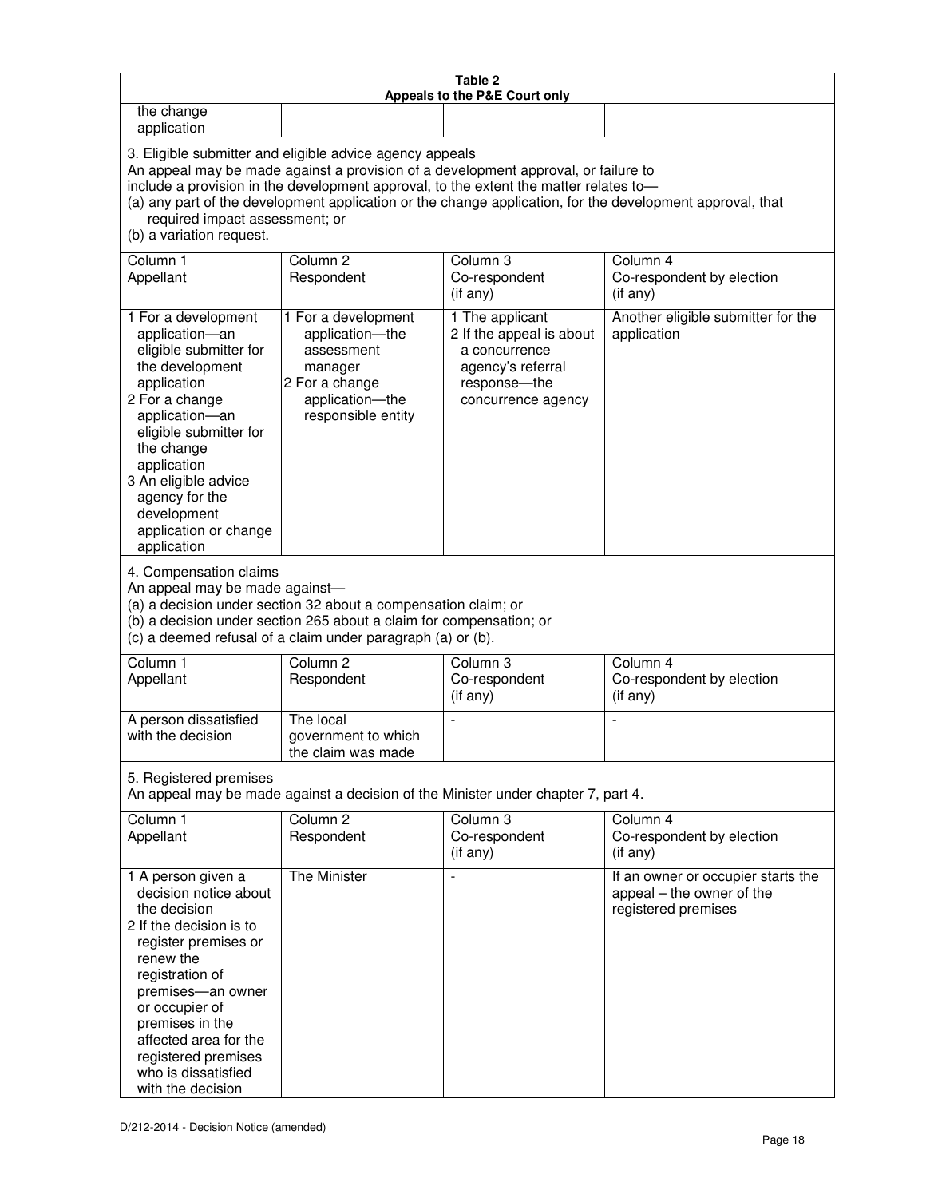**Table 2**
**Appeals to the P&E Court only**

| | | | |
|---|---|---|---|
| the change application | | | |

3. Eligible submitter and eligible advice agency appeals
An appeal may be made against a provision of a development approval, or failure to include a provision in the development approval, to the extent the matter relates to—
(a) any part of the development application or the change application, for the development approval, that required impact assessment; or
(b) a variation request.

| Column 1 Appellant | Column 2 Respondent | Column 3 Co-respondent (if any) | Column 4 Co-respondent by election (if any) |
|---|---|---|---|
| 1 For a development application—an eligible submitter for the development application<br>2 For a change application—an eligible submitter for the change application<br>3 An eligible advice agency for the development application or change application | 1 For a development application—the assessment manager<br>2 For a change application—the responsible entity | 1 The applicant<br>2 If the appeal is about a concurrence agency's referral response—the concurrence agency | Another eligible submitter for the application |

4. Compensation claims
An appeal may be made against—
(a) a decision under section 32 about a compensation claim; or
(b) a decision under section 265 about a claim for compensation; or
(c) a deemed refusal of a claim under paragraph (a) or (b).

| Column 1 Appellant | Column 2 Respondent | Column 3 Co-respondent (if any) | Column 4 Co-respondent by election (if any) |
|---|---|---|---|
| A person dissatisfied with the decision | The local government to which the claim was made | - | - |

5. Registered premises
An appeal may be made against a decision of the Minister under chapter 7, part 4.

| Column 1 Appellant | Column 2 Respondent | Column 3 Co-respondent (if any) | Column 4 Co-respondent by election (if any) |
|---|---|---|---|
| 1 A person given a decision notice about the decision<br>2 If the decision is to register premises or renew the registration of premises—an owner or occupier of premises in the affected area for the registered premises who is dissatisfied with the decision | The Minister | - | If an owner or occupier starts the appeal – the owner of the registered premises |

D/212-2014 - Decision Notice (amended)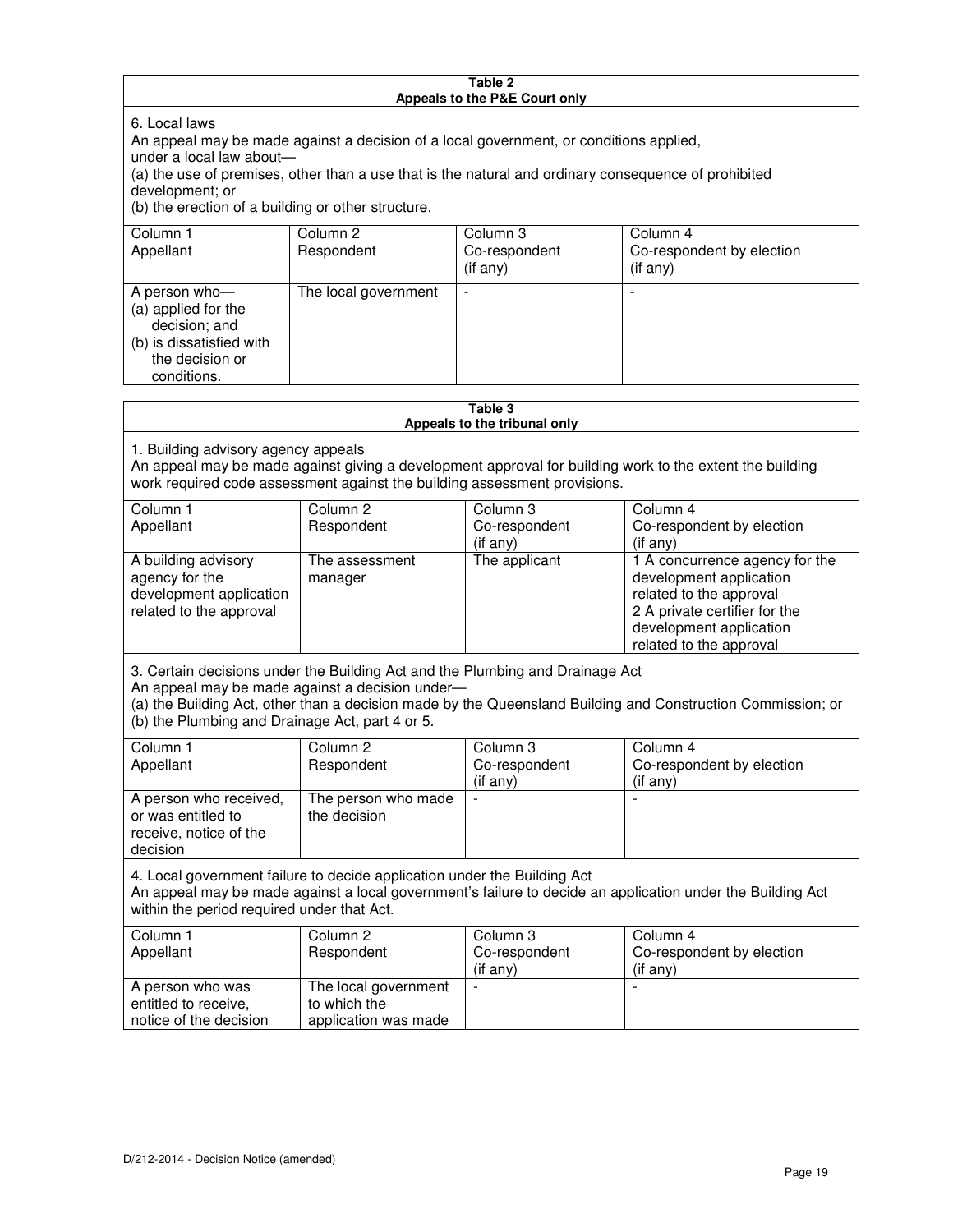**Table 2**
**Appeals to the P&E Court only**

6. Local laws
An appeal may be made against a decision of a local government, or conditions applied, under a local law about—
(a) the use of premises, other than a use that is the natural and ordinary consequence of prohibited development; or
(b) the erection of a building or other structure.

| Column 1<br>Appellant | Column 2<br>Respondent | Column 3<br>Co-respondent<br>(if any) | Column 4<br>Co-respondent by election<br>(if any) |
|---|---|---|---|
| A person who—<br>(a) applied for the decision; and<br>(b) is dissatisfied with the decision or conditions. | The local government | - | - |

**Table 3**
**Appeals to the tribunal only**

1. Building advisory agency appeals
An appeal may be made against giving a development approval for building work to the extent the building work required code assessment against the building assessment provisions.

| Column 1<br>Appellant | Column 2<br>Respondent | Column 3<br>Co-respondent<br>(if any) | Column 4<br>Co-respondent by election<br>(if any) |
|---|---|---|---|
| A building advisory agency for the development application related to the approval | The assessment manager | The applicant | 1 A concurrence agency for the development application related to the approval<br>2 A private certifier for the development application related to the approval |

3. Certain decisions under the Building Act and the Plumbing and Drainage Act
An appeal may be made against a decision under—
(a) the Building Act, other than a decision made by the Queensland Building and Construction Commission; or
(b) the Plumbing and Drainage Act, part 4 or 5.

| Column 1<br>Appellant | Column 2<br>Respondent | Column 3<br>Co-respondent<br>(if any) | Column 4<br>Co-respondent by election<br>(if any) |
|---|---|---|---|
| A person who received, or was entitled to receive, notice of the decision | The person who made the decision | - | - |

4. Local government failure to decide application under the Building Act
An appeal may be made against a local government's failure to decide an application under the Building Act within the period required under that Act.

| Column 1<br>Appellant | Column 2<br>Respondent | Column 3<br>Co-respondent<br>(if any) | Column 4<br>Co-respondent by election<br>(if any) |
|---|---|---|---|
| A person who was entitled to receive, notice of the decision | The local government to which the application was made | - | - |

D/212-2014 - Decision Notice (amended)